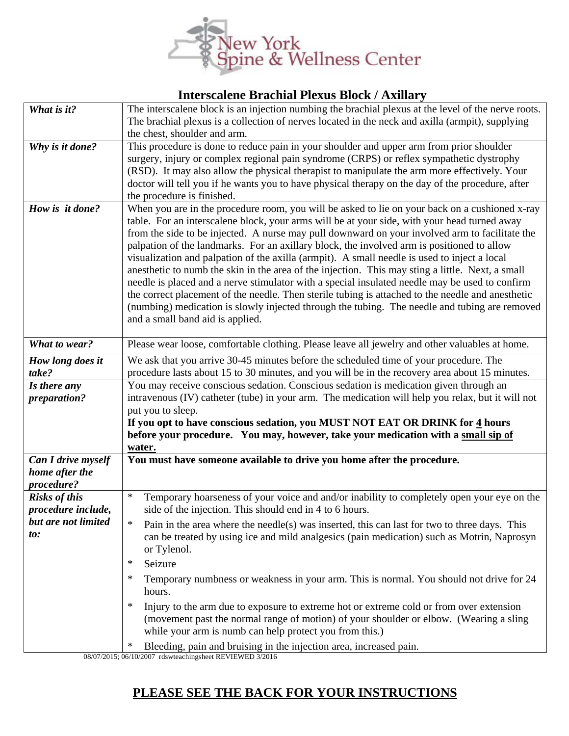New York Spine & Wellness Center

## Interscalene Brachial Plexus Block / Axillary

| | |
|---|---|
| ***What is it?*** | The interscalene block is an injection numbing the brachial plexus at the level of the nerve roots. The brachial plexus is a collection of nerves located in the neck and axilla (armpit), supplying the chest, shoulder and arm. |
| ***Why is it done?*** | This procedure is done to reduce pain in your shoulder and upper arm from prior shoulder surgery, injury or complex regional pain syndrome (CRPS) or reflex sympathetic dystrophy (RSD). It may also allow the physical therapist to manipulate the arm more effectively. Your doctor will tell you if he wants you to have physical therapy on the day of the procedure, after the procedure is finished. |
| ***How is it done?*** | When you are in the procedure room, you will be asked to lie on your back on a cushioned x-ray table. For an interscalene block, your arms will be at your side, with your head turned away from the side to be injected. A nurse may pull downward on your involved arm to facilitate the palpation of the landmarks. For an axillary block, the involved arm is positioned to allow visualization and palpation of the axilla (armpit). A small needle is used to inject a local anesthetic to numb the skin in the area of the injection. This may sting a little. Next, a small needle is placed and a nerve stimulator with a special insulated needle may be used to confirm the correct placement of the needle. Then sterile tubing is attached to the needle and anesthetic (numbing) medication is slowly injected through the tubing. The needle and tubing are removed and a small band aid is applied. |
| ***What to wear?*** | Please wear loose, comfortable clothing. Please leave all jewelry and other valuables at home. |
| ***How long does it take?*** | We ask that you arrive 30-45 minutes before the scheduled time of your procedure. The procedure lasts about 15 to 30 minutes, and you will be in the recovery area about 15 minutes. |
| ***Is there any preparation?*** | You may receive conscious sedation. Conscious sedation is medication given through an intravenous (IV) catheter (tube) in your arm. The medication will help you relax, but it will not put you to sleep.<br>**If you opt to have conscious sedation, you MUST NOT EAT OR DRINK for <u>4</u> hours before your procedure. You may, however, take your medication with a <u>small sip of water.</u>** |
| ***Can I drive myself home after the procedure?*** | **You must have someone available to drive you home after the procedure.** |
| ***Risks of this procedure include, but are not limited to:*** | * Temporary hoarseness of your voice and and/or inability to completely open your eye on the side of the injection. This should end in 4 to 6 hours.<br>* Pain in the area where the needle(s) was inserted, this can last for two to three days. This can be treated by using ice and mild analgesics (pain medication) such as Motrin, Naprosyn or Tylenol.<br>* Seizure<br>* Temporary numbness or weakness in your arm. This is normal. You should not drive for 24 hours.<br>* Injury to the arm due to exposure to extreme hot or extreme cold or from over extension (movement past the normal range of motion) of your shoulder or elbow. (Wearing a sling while your arm is numb can help protect you from this.)<br>* Bleeding, pain and bruising in the injection area, increased pain. |

08/07/2015; 06/10/2007 rdswteachingsheet REVIEWED 3/2016

## <u>PLEASE SEE THE BACK FOR YOUR INSTRUCTIONS</u>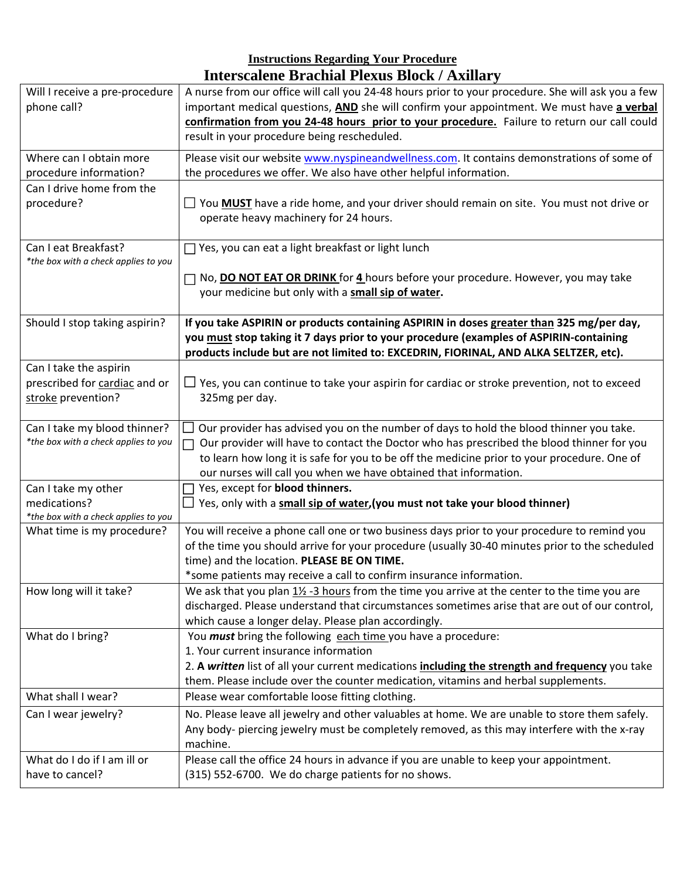**Instructions Regarding Your Procedure**

# Interscalene Brachial Plexus Block / Axillary

| | |
|---|---|
| Will I receive a pre-procedure phone call? | A nurse from our office will call you 24-48 hours prior to your procedure. She will ask you a few important medical questions, **AND** she will confirm your appointment. We must have **a verbal confirmation from you 24-48 hours prior to your procedure.** Failure to return our call could result in your procedure being rescheduled. |
| Where can I obtain more procedure information? | Please visit our website www.nyspineandwellness.com. It contains demonstrations of some of the procedures we offer. We also have other helpful information. |
| Can I drive home from the procedure? | ☐ You **MUST** have a ride home, and your driver should remain on site. You must not drive or operate heavy machinery for 24 hours. |
| Can I eat Breakfast? *\*the box with a check applies to you* | ☐ Yes, you can eat a light breakfast or light lunch<br><br>☐ No, **DO NOT EAT OR DRINK** for **4** hours before your procedure. However, you may take your medicine but only with a **small sip of water.** |
| Should I stop taking aspirin? | **If you take ASPIRIN or products containing ASPIRIN in doses greater than 325 mg/per day, you must stop taking it 7 days prior to your procedure (examples of ASPIRIN-containing products include but are not limited to: EXCEDRIN, FIORINAL, AND ALKA SELTZER, etc).** |
| Can I take the aspirin prescribed for cardiac and or stroke prevention? | ☐ Yes, you can continue to take your aspirin for cardiac or stroke prevention, not to exceed 325mg per day. |
| Can I take my blood thinner? *\*the box with a check applies to you* | ☐ Our provider has advised you on the number of days to hold the blood thinner you take.<br>☐ Our provider will have to contact the Doctor who has prescribed the blood thinner for you to learn how long it is safe for you to be off the medicine prior to your procedure. One of our nurses will call you when we have obtained that information. |
| Can I take my other medications? *\*the box with a check applies to you* | ☐ Yes, except for **blood thinners.**<br>☐ Yes, only with a **small sip of water,(you must not take your blood thinner)** |
| What time is my procedure? | You will receive a phone call one or two business days prior to your procedure to remind you of the time you should arrive for your procedure (usually 30-40 minutes prior to the scheduled time) and the location. **PLEASE BE ON TIME.**<br>\*some patients may receive a call to confirm insurance information. |
| How long will it take? | We ask that you plan 1½ -3 hours from the time you arrive at the center to the time you are discharged. Please understand that circumstances sometimes arise that are out of our control, which cause a longer delay. Please plan accordingly. |
| What do I bring? | You ***must*** bring the following each time you have a procedure:<br>1. Your current insurance information<br>2. **A *written*** list of all your current medications **including the strength and frequency** you take them. Please include over the counter medication, vitamins and herbal supplements. |
| What shall I wear? | Please wear comfortable loose fitting clothing. |
| Can I wear jewelry? | No. Please leave all jewelry and other valuables at home. We are unable to store them safely. Any body- piercing jewelry must be completely removed, as this may interfere with the x-ray machine. |
| What do I do if I am ill or have to cancel? | Please call the office 24 hours in advance if you are unable to keep your appointment. (315) 552-6700. We do charge patients for no shows. |